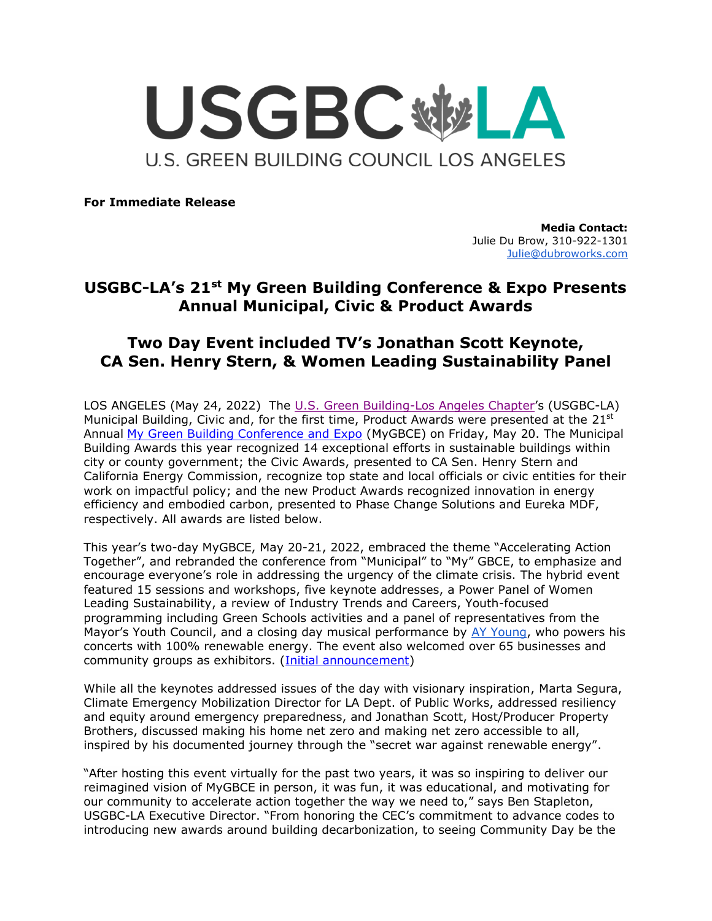USGBC LA

U.S. GREEN BUILDING COUNCIL LOS ANGELES

**For Immediate Release**

**Media Contact:**
Julie Du Brow, 310-922-1301
Julie@dubroworks.com

# USGBC-LA's 21st My Green Building Conference & Expo Presents Annual Municipal, Civic & Product Awards

## Two Day Event included TV's Jonathan Scott Keynote, CA Sen. Henry Stern, & Women Leading Sustainability Panel

LOS ANGELES (May 24, 2022) The U.S. Green Building-Los Angeles Chapter's (USGBC-LA) Municipal Building, Civic and, for the first time, Product Awards were presented at the 21st Annual My Green Building Conference and Expo (MyGBCE) on Friday, May 20. The Municipal Building Awards this year recognized 14 exceptional efforts in sustainable buildings within city or county government; the Civic Awards, presented to CA Sen. Henry Stern and California Energy Commission, recognize top state and local officials or civic entities for their work on impactful policy; and the new Product Awards recognized innovation in energy efficiency and embodied carbon, presented to Phase Change Solutions and Eureka MDF, respectively. All awards are listed below.

This year's two-day MyGBCE, May 20-21, 2022, embraced the theme "Accelerating Action Together", and rebranded the conference from "Municipal" to "My" GBCE, to emphasize and encourage everyone's role in addressing the urgency of the climate crisis. The hybrid event featured 15 sessions and workshops, five keynote addresses, a Power Panel of Women Leading Sustainability, a review of Industry Trends and Careers, Youth-focused programming including Green Schools activities and a panel of representatives from the Mayor's Youth Council, and a closing day musical performance by AY Young, who powers his concerts with 100% renewable energy. The event also welcomed over 65 businesses and community groups as exhibitors. (Initial announcement)

While all the keynotes addressed issues of the day with visionary inspiration, Marta Segura, Climate Emergency Mobilization Director for LA Dept. of Public Works, addressed resiliency and equity around emergency preparedness, and Jonathan Scott, Host/Producer Property Brothers, discussed making his home net zero and making net zero accessible to all, inspired by his documented journey through the "secret war against renewable energy".

"After hosting this event virtually for the past two years, it was so inspiring to deliver our reimagined vision of MyGBCE in person, it was fun, it was educational, and motivating for our community to accelerate action together the way we need to," says Ben Stapleton, USGBC-LA Executive Director. "From honoring the CEC's commitment to advance codes to introducing new awards around building decarbonization, to seeing Community Day be the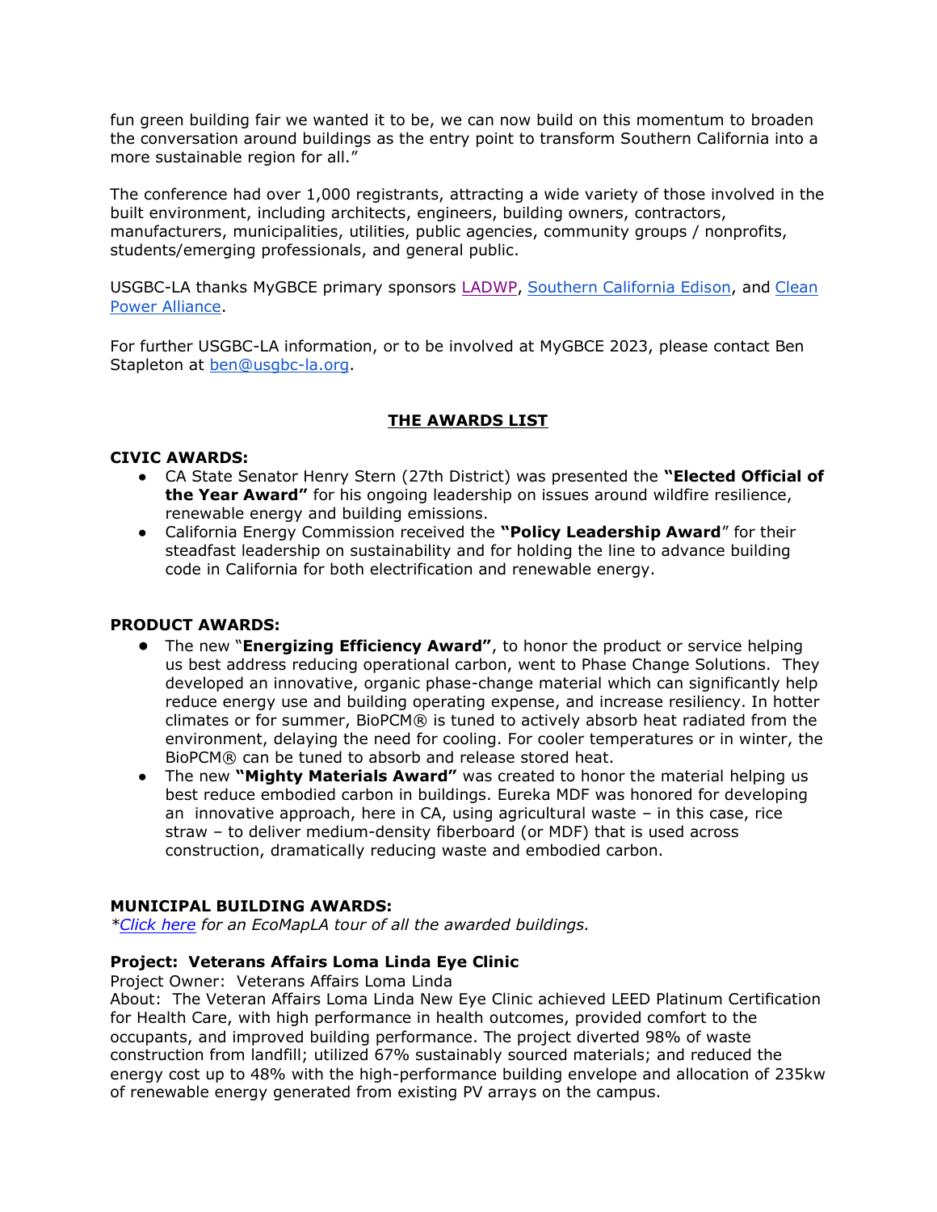fun green building fair we wanted it to be, we can now build on this momentum to broaden the conversation around buildings as the entry point to transform Southern California into a more sustainable region for all."

The conference had over 1,000 registrants, attracting a wide variety of those involved in the built environment, including architects, engineers, building owners, contractors, manufacturers, municipalities, utilities, public agencies, community groups / nonprofits, students/emerging professionals, and general public.

USGBC-LA thanks MyGBCE primary sponsors LADWP, Southern California Edison, and Clean Power Alliance.

For further USGBC-LA information, or to be involved at MyGBCE 2023, please contact Ben Stapleton at ben@usgbc-la.org.

## THE AWARDS LIST

### CIVIC AWARDS:

- CA State Senator Henry Stern (27th District) was presented the **"Elected Official of the Year Award"** for his ongoing leadership on issues around wildfire resilience, renewable energy and building emissions.
- California Energy Commission received the **"Policy Leadership Award**" for their steadfast leadership on sustainability and for holding the line to advance building code in California for both electrification and renewable energy.

### PRODUCT AWARDS:

- The new "**Energizing Efficiency Award"**, to honor the product or service helping us best address reducing operational carbon, went to Phase Change Solutions. They developed an innovative, organic phase-change material which can significantly help reduce energy use and building operating expense, and increase resiliency. In hotter climates or for summer, BioPCM® is tuned to actively absorb heat radiated from the environment, delaying the need for cooling. For cooler temperatures or in winter, the BioPCM® can be tuned to absorb and release stored heat.
- The new **"Mighty Materials Award"** was created to honor the material helping us best reduce embodied carbon in buildings. Eureka MDF was honored for developing an innovative approach, here in CA, using agricultural waste – in this case, rice straw – to deliver medium-density fiberboard (or MDF) that is used across construction, dramatically reducing waste and embodied carbon.

### MUNICIPAL BUILDING AWARDS:

**Click here** *for an EcoMapLA tour of all the awarded buildings.*

#### Project: Veterans Affairs Loma Linda Eye Clinic

Project Owner: Veterans Affairs Loma Linda

About: The Veteran Affairs Loma Linda New Eye Clinic achieved LEED Platinum Certification for Health Care, with high performance in health outcomes, provided comfort to the occupants, and improved building performance. The project diverted 98% of waste construction from landfill; utilized 67% sustainably sourced materials; and reduced the energy cost up to 48% with the high-performance building envelope and allocation of 235kw of renewable energy generated from existing PV arrays on the campus.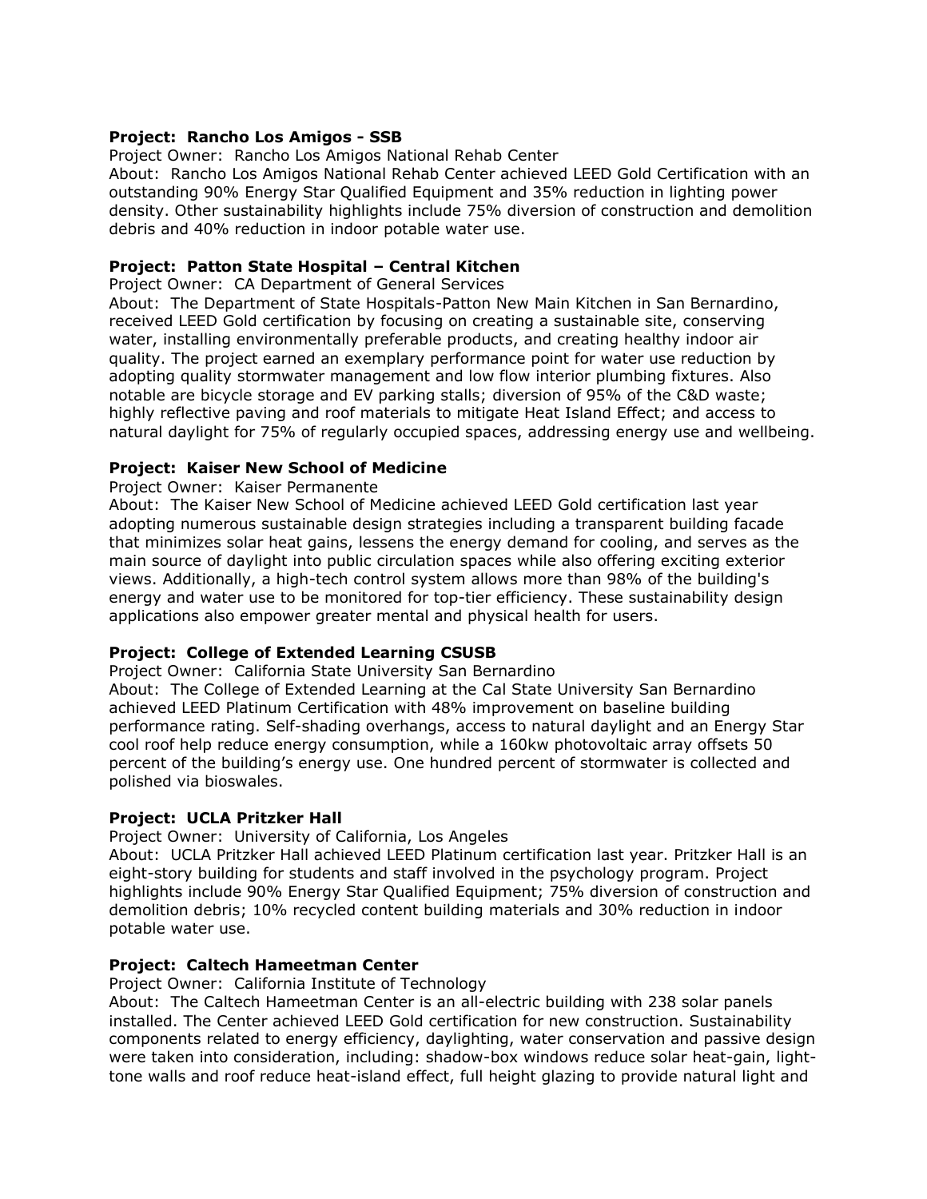**Project: Rancho Los Amigos - SSB**
Project Owner: Rancho Los Amigos National Rehab Center
About: Rancho Los Amigos National Rehab Center achieved LEED Gold Certification with an outstanding 90% Energy Star Qualified Equipment and 35% reduction in lighting power density. Other sustainability highlights include 75% diversion of construction and demolition debris and 40% reduction in indoor potable water use.

**Project: Patton State Hospital – Central Kitchen**
Project Owner: CA Department of General Services
About: The Department of State Hospitals-Patton New Main Kitchen in San Bernardino, received LEED Gold certification by focusing on creating a sustainable site, conserving water, installing environmentally preferable products, and creating healthy indoor air quality. The project earned an exemplary performance point for water use reduction by adopting quality stormwater management and low flow interior plumbing fixtures. Also notable are bicycle storage and EV parking stalls; diversion of 95% of the C&D waste; highly reflective paving and roof materials to mitigate Heat Island Effect; and access to natural daylight for 75% of regularly occupied spaces, addressing energy use and wellbeing.

**Project: Kaiser New School of Medicine**
Project Owner: Kaiser Permanente
About: The Kaiser New School of Medicine achieved LEED Gold certification last year adopting numerous sustainable design strategies including a transparent building facade that minimizes solar heat gains, lessens the energy demand for cooling, and serves as the main source of daylight into public circulation spaces while also offering exciting exterior views. Additionally, a high-tech control system allows more than 98% of the building's energy and water use to be monitored for top-tier efficiency. These sustainability design applications also empower greater mental and physical health for users.

**Project: College of Extended Learning CSUSB**
Project Owner: California State University San Bernardino
About: The College of Extended Learning at the Cal State University San Bernardino achieved LEED Platinum Certification with 48% improvement on baseline building performance rating. Self-shading overhangs, access to natural daylight and an Energy Star cool roof help reduce energy consumption, while a 160kw photovoltaic array offsets 50 percent of the building's energy use. One hundred percent of stormwater is collected and polished via bioswales.

**Project: UCLA Pritzker Hall**
Project Owner: University of California, Los Angeles
About: UCLA Pritzker Hall achieved LEED Platinum certification last year. Pritzker Hall is an eight-story building for students and staff involved in the psychology program. Project highlights include 90% Energy Star Qualified Equipment; 75% diversion of construction and demolition debris; 10% recycled content building materials and 30% reduction in indoor potable water use.

**Project: Caltech Hameetman Center**
Project Owner: California Institute of Technology
About: The Caltech Hameetman Center is an all-electric building with 238 solar panels installed. The Center achieved LEED Gold certification for new construction. Sustainability components related to energy efficiency, daylighting, water conservation and passive design were taken into consideration, including: shadow-box windows reduce solar heat-gain, light-tone walls and roof reduce heat-island effect, full height glazing to provide natural light and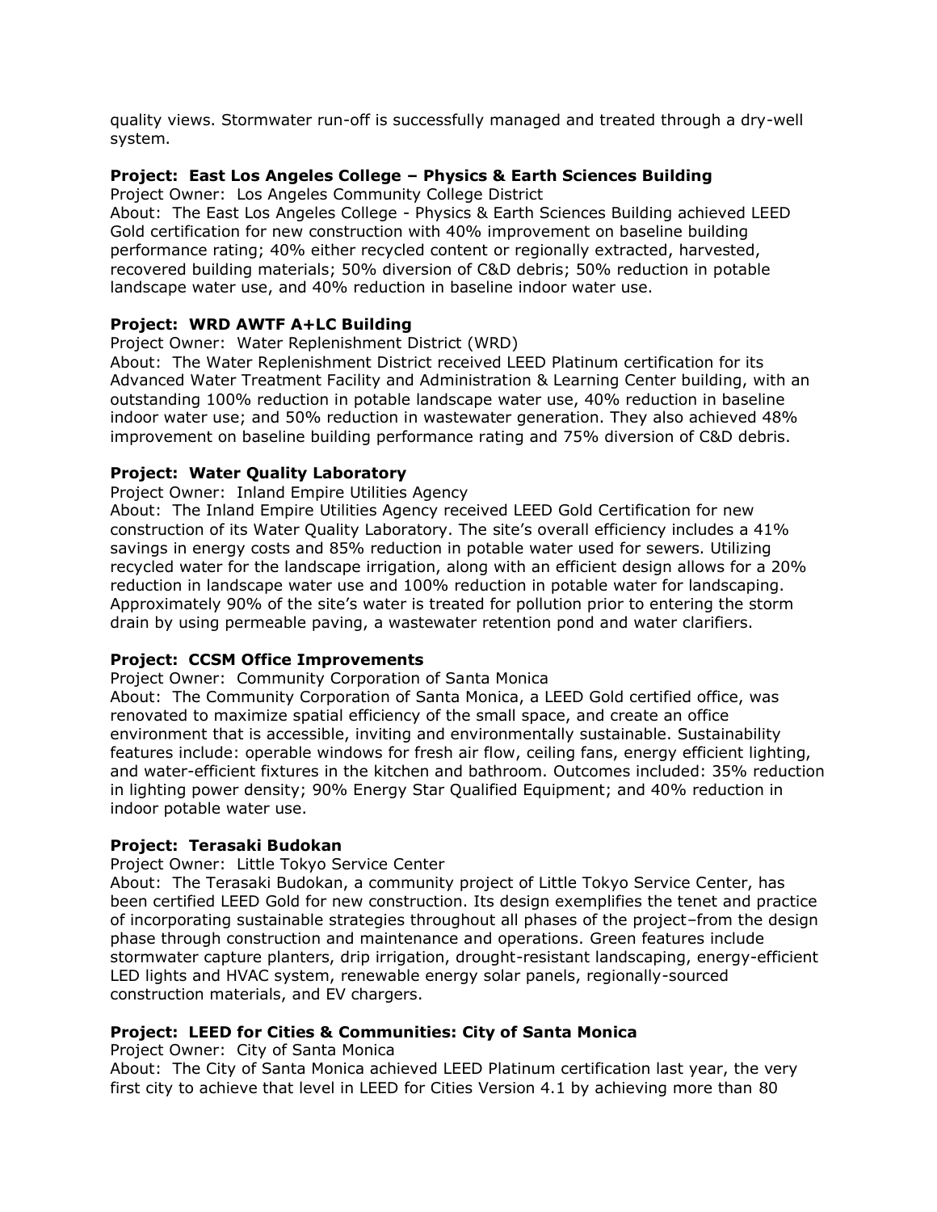quality views. Stormwater run-off is successfully managed and treated through a dry-well system.

**Project: East Los Angeles College – Physics & Earth Sciences Building**

Project Owner: Los Angeles Community College District

About: The East Los Angeles College - Physics & Earth Sciences Building achieved LEED Gold certification for new construction with 40% improvement on baseline building performance rating; 40% either recycled content or regionally extracted, harvested, recovered building materials; 50% diversion of C&D debris; 50% reduction in potable landscape water use, and 40% reduction in baseline indoor water use.

**Project: WRD AWTF A+LC Building**

Project Owner: Water Replenishment District (WRD)

About: The Water Replenishment District received LEED Platinum certification for its Advanced Water Treatment Facility and Administration & Learning Center building, with an outstanding 100% reduction in potable landscape water use, 40% reduction in baseline indoor water use; and 50% reduction in wastewater generation. They also achieved 48% improvement on baseline building performance rating and 75% diversion of C&D debris.

**Project: Water Quality Laboratory**

Project Owner: Inland Empire Utilities Agency

About: The Inland Empire Utilities Agency received LEED Gold Certification for new construction of its Water Quality Laboratory. The site's overall efficiency includes a 41% savings in energy costs and 85% reduction in potable water used for sewers. Utilizing recycled water for the landscape irrigation, along with an efficient design allows for a 20% reduction in landscape water use and 100% reduction in potable water for landscaping. Approximately 90% of the site's water is treated for pollution prior to entering the storm drain by using permeable paving, a wastewater retention pond and water clarifiers.

**Project: CCSM Office Improvements**

Project Owner: Community Corporation of Santa Monica

About: The Community Corporation of Santa Monica, a LEED Gold certified office, was renovated to maximize spatial efficiency of the small space, and create an office environment that is accessible, inviting and environmentally sustainable. Sustainability features include: operable windows for fresh air flow, ceiling fans, energy efficient lighting, and water-efficient fixtures in the kitchen and bathroom. Outcomes included: 35% reduction in lighting power density; 90% Energy Star Qualified Equipment; and 40% reduction in indoor potable water use.

**Project: Terasaki Budokan**

Project Owner: Little Tokyo Service Center

About: The Terasaki Budokan, a community project of Little Tokyo Service Center, has been certified LEED Gold for new construction. Its design exemplifies the tenet and practice of incorporating sustainable strategies throughout all phases of the project–from the design phase through construction and maintenance and operations. Green features include stormwater capture planters, drip irrigation, drought-resistant landscaping, energy-efficient LED lights and HVAC system, renewable energy solar panels, regionally-sourced construction materials, and EV chargers.

**Project: LEED for Cities & Communities: City of Santa Monica**

Project Owner: City of Santa Monica

About: The City of Santa Monica achieved LEED Platinum certification last year, the very first city to achieve that level in LEED for Cities Version 4.1 by achieving more than 80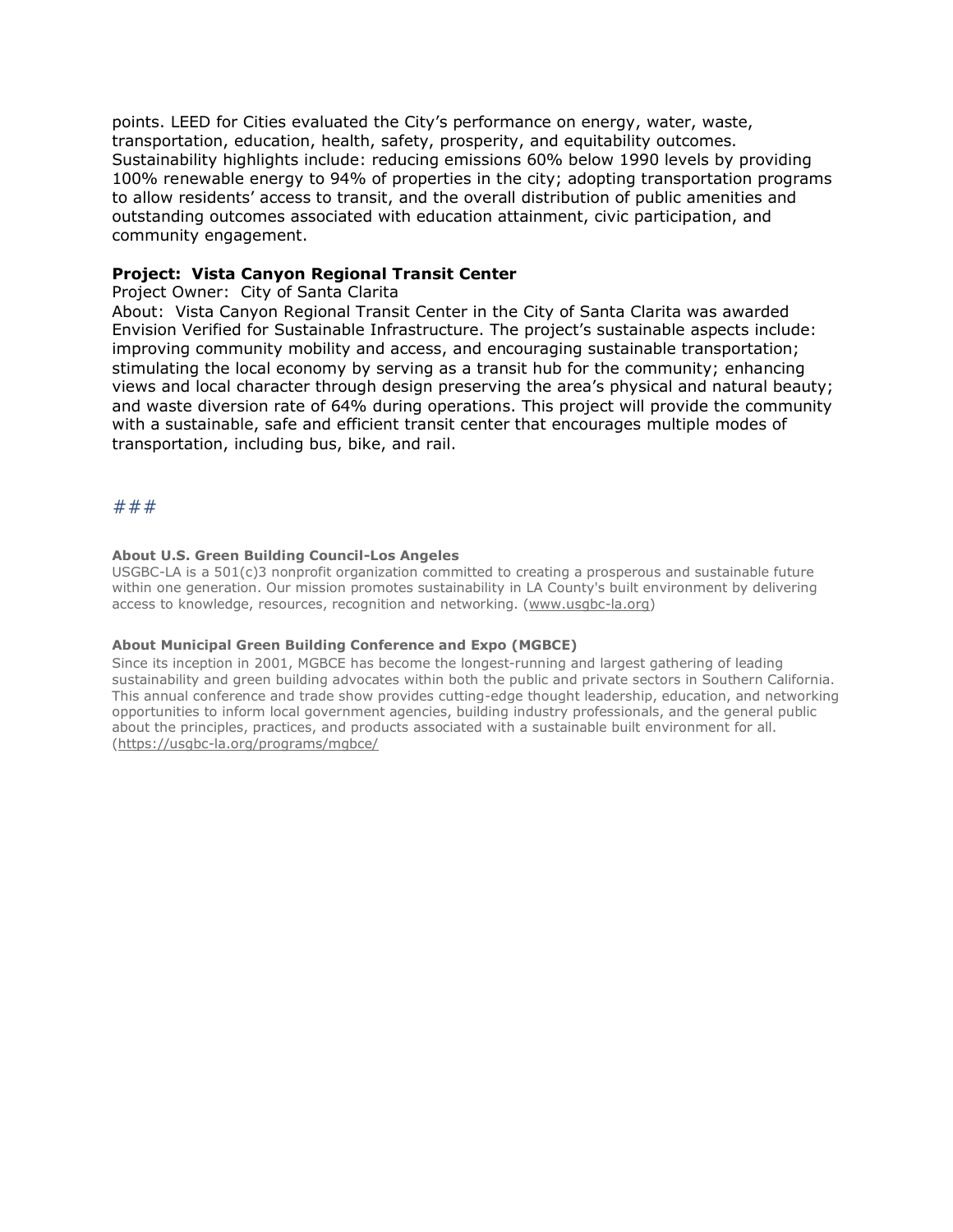points. LEED for Cities evaluated the City's performance on energy, water, waste, transportation, education, health, safety, prosperity, and equitability outcomes. Sustainability highlights include: reducing emissions 60% below 1990 levels by providing 100% renewable energy to 94% of properties in the city; adopting transportation programs to allow residents' access to transit, and the overall distribution of public amenities and outstanding outcomes associated with education attainment, civic participation, and community engagement.

**Project: Vista Canyon Regional Transit Center**
Project Owner: City of Santa Clarita
About: Vista Canyon Regional Transit Center in the City of Santa Clarita was awarded Envision Verified for Sustainable Infrastructure. The project's sustainable aspects include: improving community mobility and access, and encouraging sustainable transportation; stimulating the local economy by serving as a transit hub for the community; enhancing views and local character through design preserving the area's physical and natural beauty; and waste diversion rate of 64% during operations. This project will provide the community with a sustainable, safe and efficient transit center that encourages multiple modes of transportation, including bus, bike, and rail.

###

**About U.S. Green Building Council-Los Angeles**
USGBC-LA is a 501(c)3 nonprofit organization committed to creating a prosperous and sustainable future within one generation. Our mission promotes sustainability in LA County's built environment by delivering access to knowledge, resources, recognition and networking. (www.usgbc-la.org)

**About Municipal Green Building Conference and Expo (MGBCE)**
Since its inception in 2001, MGBCE has become the longest-running and largest gathering of leading sustainability and green building advocates within both the public and private sectors in Southern California. This annual conference and trade show provides cutting-edge thought leadership, education, and networking opportunities to inform local government agencies, building industry professionals, and the general public about the principles, practices, and products associated with a sustainable built environment for all. (https://usgbc-la.org/programs/mgbce/